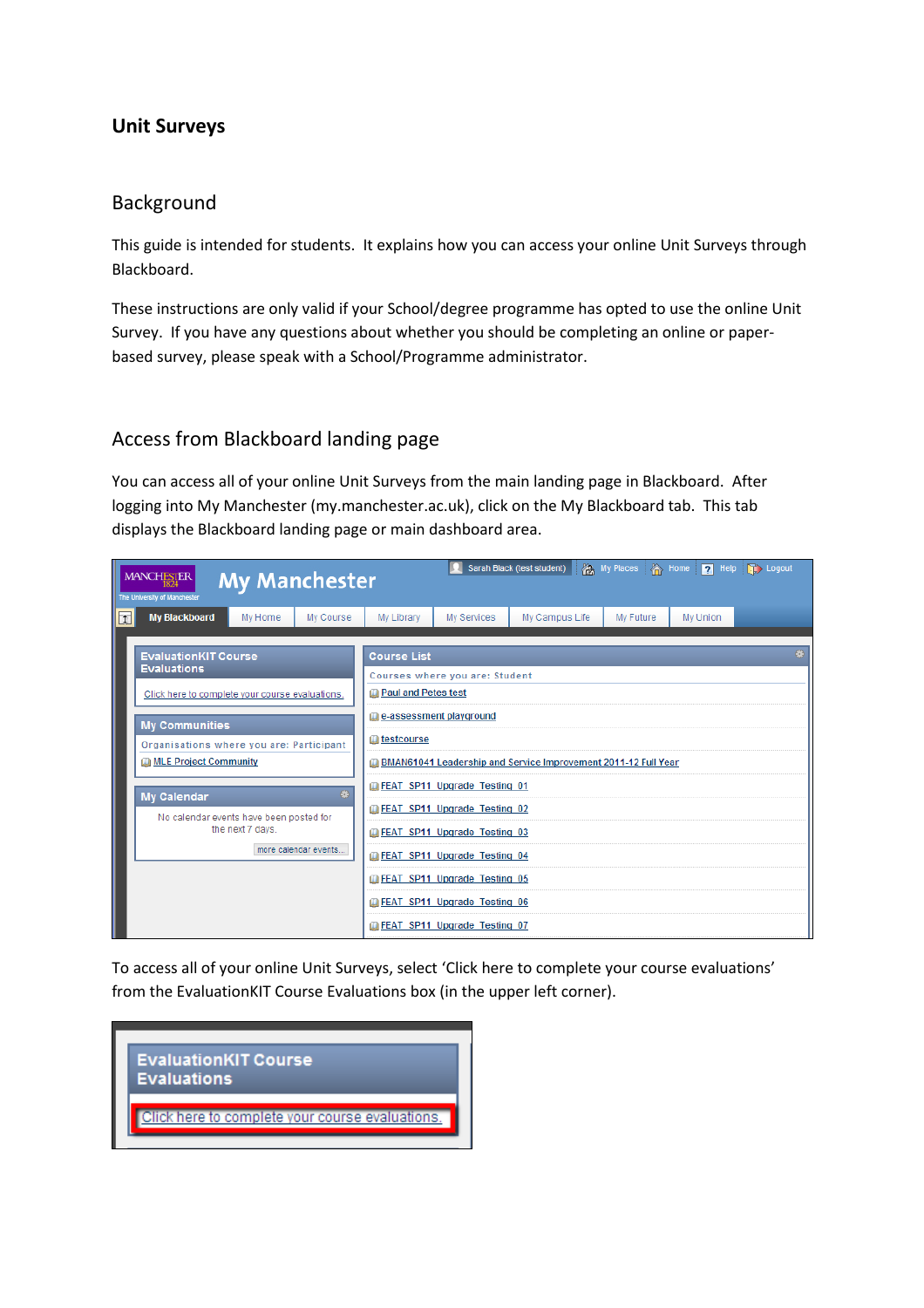# Unit Surveys

## Background

This guide is intended for students. It explains how you can access your online Unit Surveys through Blackboard.

These instructions are only valid if your School/degree programme has opted to use the online Unit Survey. If you have any questions about whether you should be completing an online or paper-based survey, please speak with a School/Programme administrator.

## Access from Blackboard landing page

You can access all of your online Unit Surveys from the main landing page in Blackboard. After logging into My Manchester (my.manchester.ac.uk), click on the My Blackboard tab. This tab displays the Blackboard landing page or main dashboard area.

To access all of your online Unit Surveys, select 'Click here to complete your course evaluations' from the EvaluationKIT Course Evaluations box (in the upper left corner).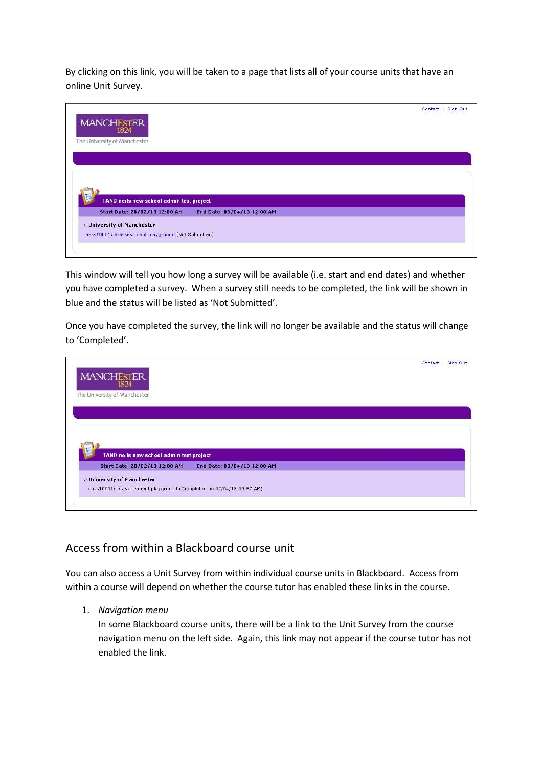By clicking on this link, you will be taken to a page that lists all of your course units that have an online Unit Survey.

This window will tell you how long a survey will be available (i.e. start and end dates) and whether you have completed a survey. When a survey still needs to be completed, the link will be shown in blue and the status will be listed as 'Not Submitted'.

Once you have completed the survey, the link will no longer be available and the status will change to 'Completed'.

## Access from within a Blackboard course unit

You can also access a Unit Survey from within individual course units in Blackboard. Access from within a course will depend on whether the course tutor has enabled these links in the course.

1. *Navigation menu*
   In some Blackboard course units, there will be a link to the Unit Survey from the course navigation menu on the left side. Again, this link may not appear if the course tutor has not enabled the link.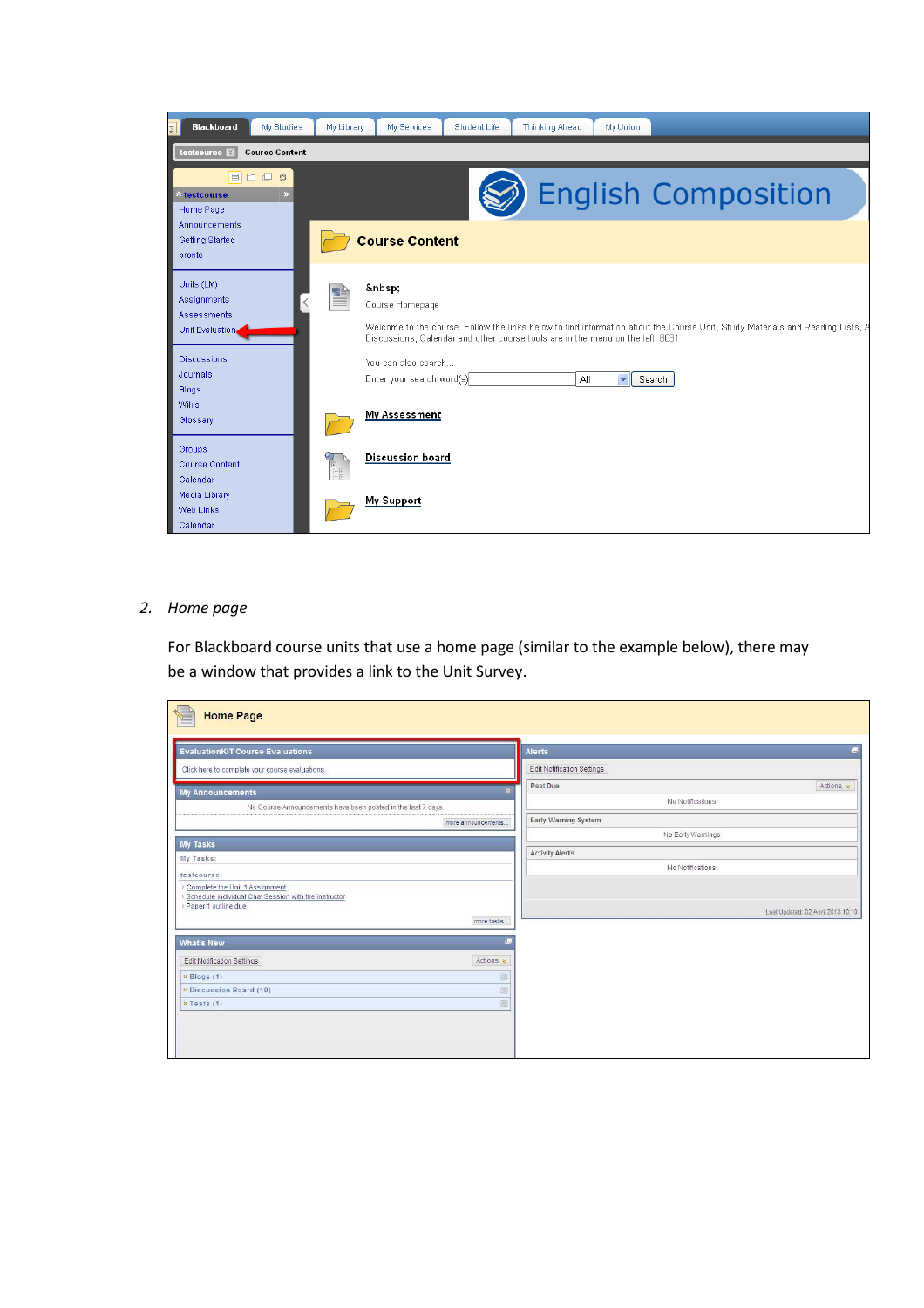2. *Home page*

For Blackboard course units that use a home page (similar to the example below), there may be a window that provides a link to the Unit Survey.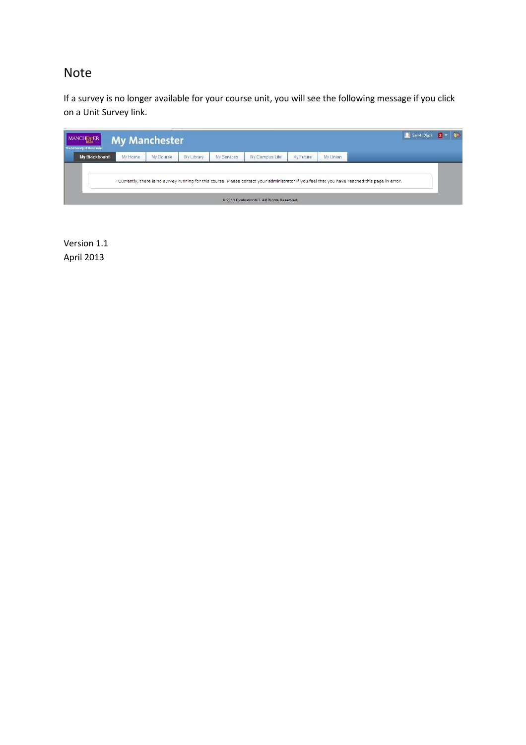## Note

If a survey is no longer available for your course unit, you will see the following message if you click on a Unit Survey link.

Version 1.1
April 2013